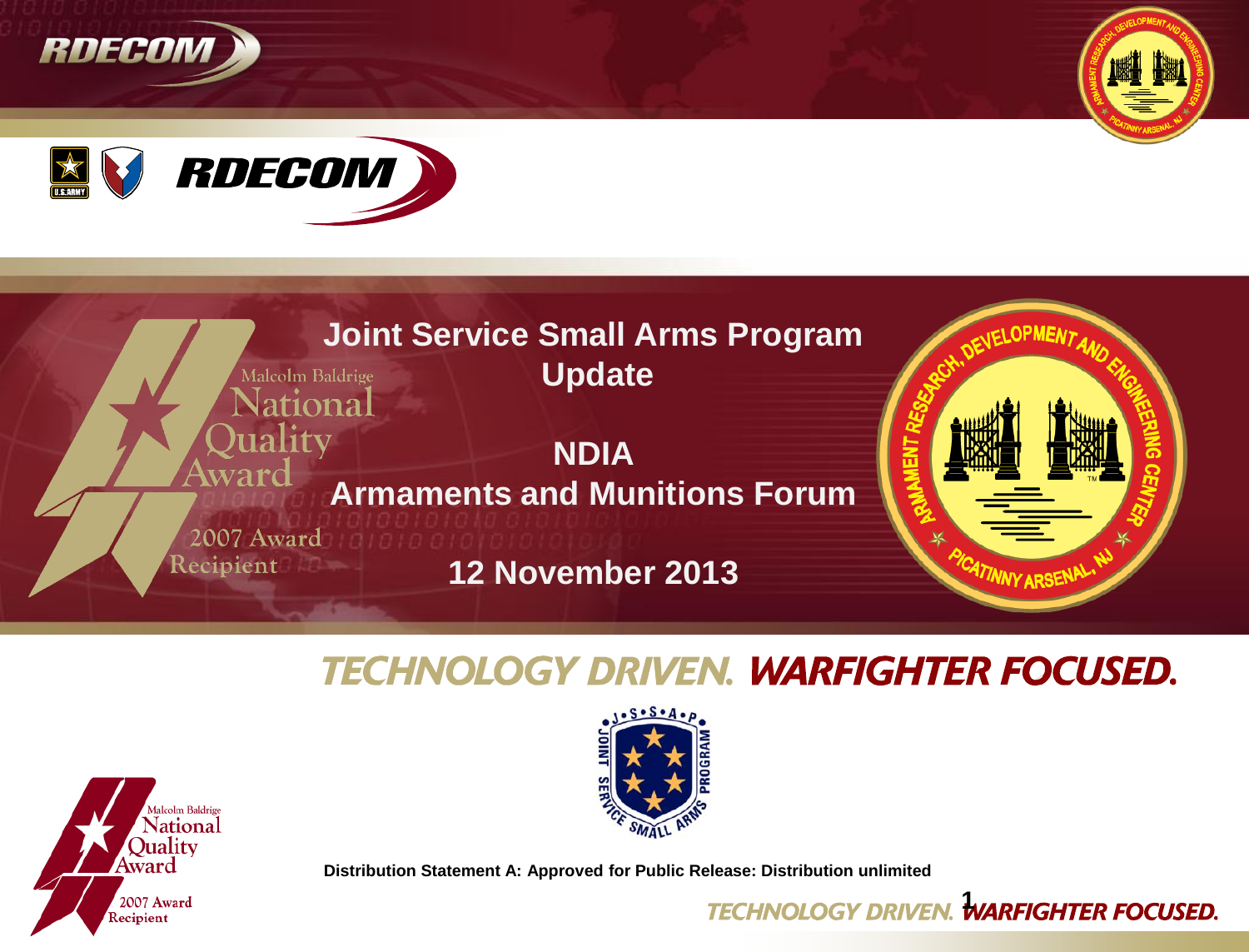# Joint Service Small Arms Program Update

## NDIA Armaments and Munitions Forum

**12 November 2013**

**Distribution Statement A: Approved for Public Release: Distribution unlimited**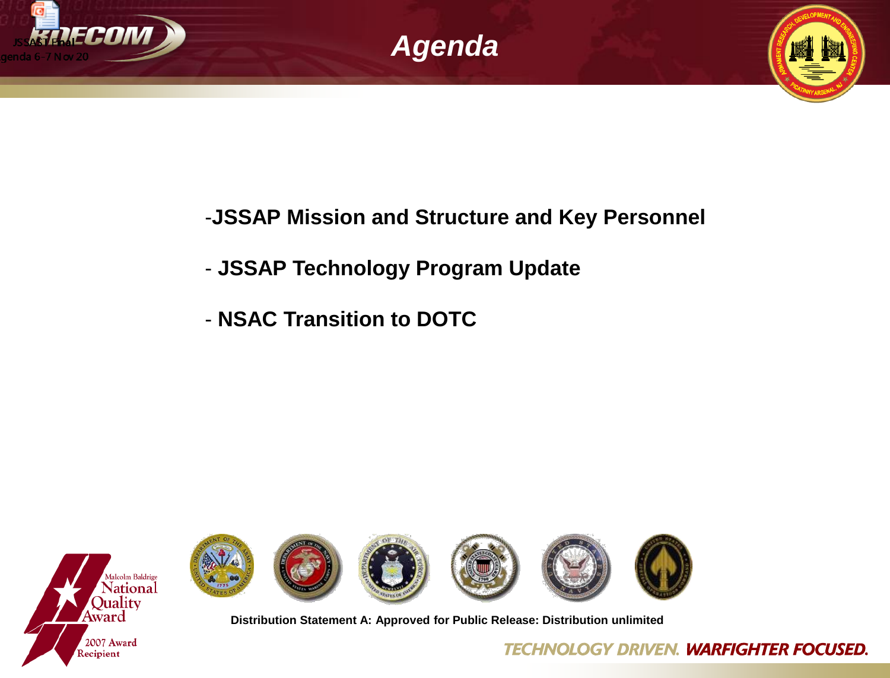# Agenda

- JSSAP Mission and Structure and Key Personnel
- JSSAP Technology Program Update
- NSAC Transition to DOTC

Distribution Statement A: Approved for Public Release: Distribution unlimited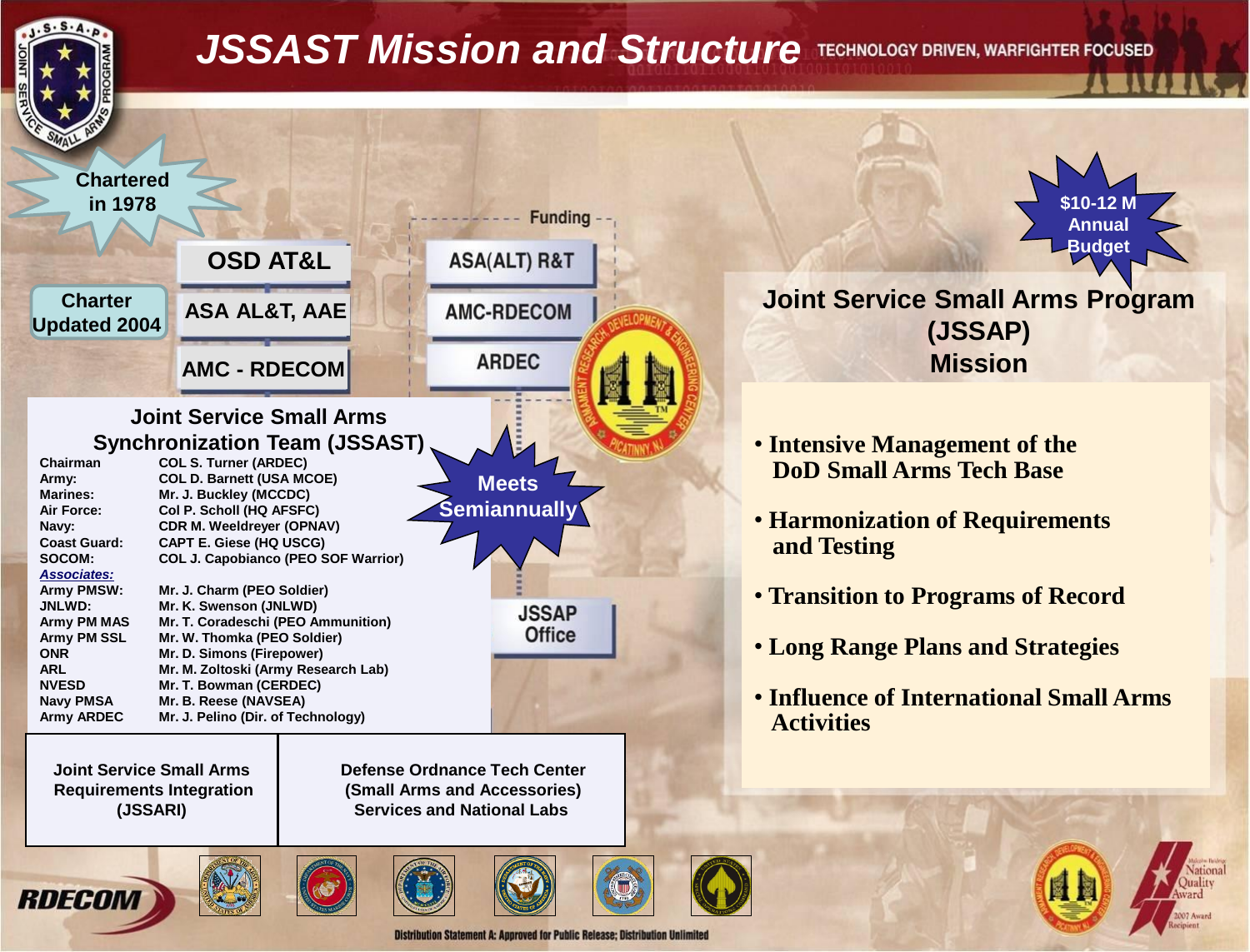# JSSAST Mission and Structure

TECHNOLOGY DRIVEN, WARFIGHTER FOCUSED

Chartered in 1978

Charter Updated 2004

OSD AT&L

ASA AL&T, AAE

AMC - RDECOM

Funding

ASA(ALT) R&T

AMC-RDECOM

ARDEC

$10-12 M Annual Budget

## Joint Service Small Arms Synchronization Team (JSSAST)

| | |
|---|---|
| Chairman | COL S. Turner (ARDEC) |
| Army: | COL D. Barnett (USA MCOE) |
| Marines: | Mr. J. Buckley (MCCDC) |
| Air Force: | Col P. Scholl (HQ AFSFC) |
| Navy: | CDR M. Weeldreyer (OPNAV) |
| Coast Guard: | CAPT E. Giese (HQ USCG) |
| SOCOM: | COL J. Capobianco (PEO SOF Warrior) |
| *Associates:* | |
| Army PMSW: | Mr. J. Charm (PEO Soldier) |
| JNLWD: | Mr. K. Swenson (JNLWD) |
| Army PM MAS | Mr. T. Coradeschi (PEO Ammunition) |
| Army PM SSL | Mr. W. Thomka (PEO Soldier) |
| ONR | Mr. D. Simons (Firepower) |
| ARL | Mr. M. Zoltoski (Army Research Lab) |
| NVESD | Mr. T. Bowman (CERDEC) |
| Navy PMSA | Mr. B. Reese (NAVSEA) |
| Army ARDEC | Mr. J. Pelino (Dir. of Technology) |

Meets Semiannually

JSSAP Office

| Joint Service Small Arms Requirements Integration (JSSARI) | Defense Ordnance Tech Center (Small Arms and Accessories) Services and National Labs |
|---|---|

## Joint Service Small Arms Program (JSSAP) Mission

- Intensive Management of the DoD Small Arms Tech Base
- Harmonization of Requirements and Testing
- Transition to Programs of Record
- Long Range Plans and Strategies
- Influence of International Small Arms Activities

Distribution Statement A: Approved for Public Release; Distribution Unlimited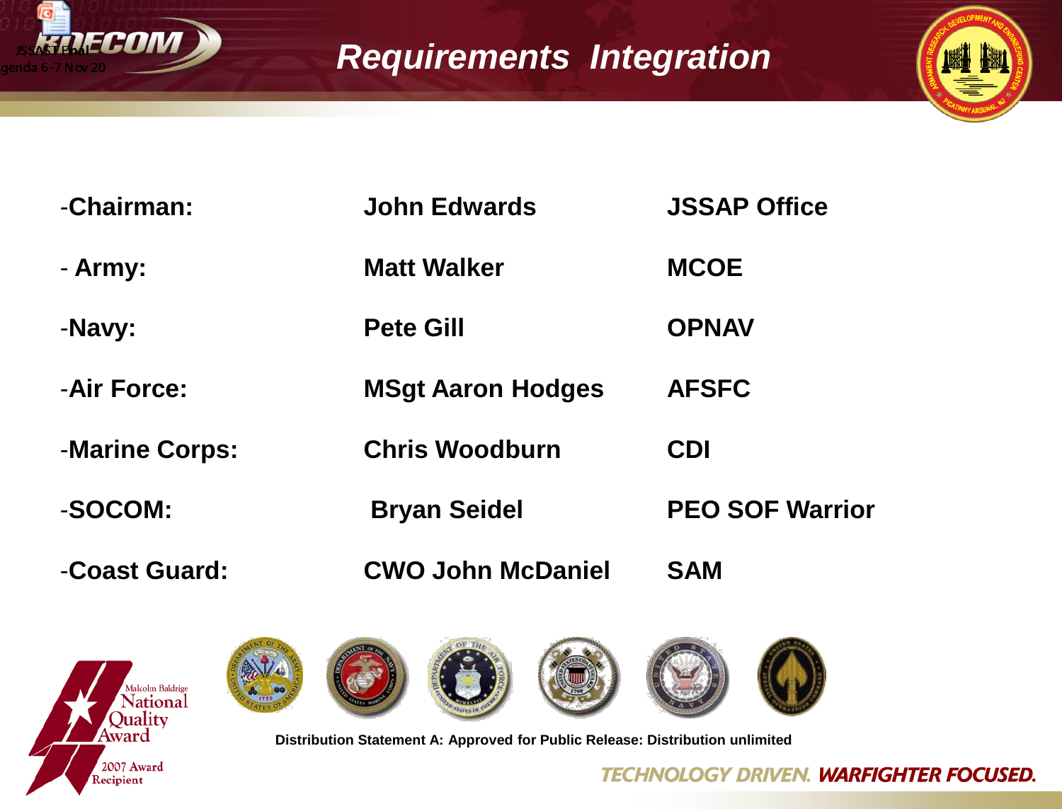# *Requirements Integration*

| | | |
|---|---|---|
| -**Chairman:** | **John Edwards** | **JSSAP Office** |
| - **Army:** | **Matt Walker** | **MCOE** |
| -**Navy:** | **Pete Gill** | **OPNAV** |
| -**Air Force:** | **MSgt Aaron Hodges** | **AFSFC** |
| -**Marine Corps:** | **Chris Woodburn** | **CDI** |
| -**SOCOM:** | **Bryan Seidel** | **PEO SOF Warrior** |
| -**Coast Guard:** | **CWO John McDaniel** | **SAM** |

**Distribution Statement A: Approved for Public Release: Distribution unlimited**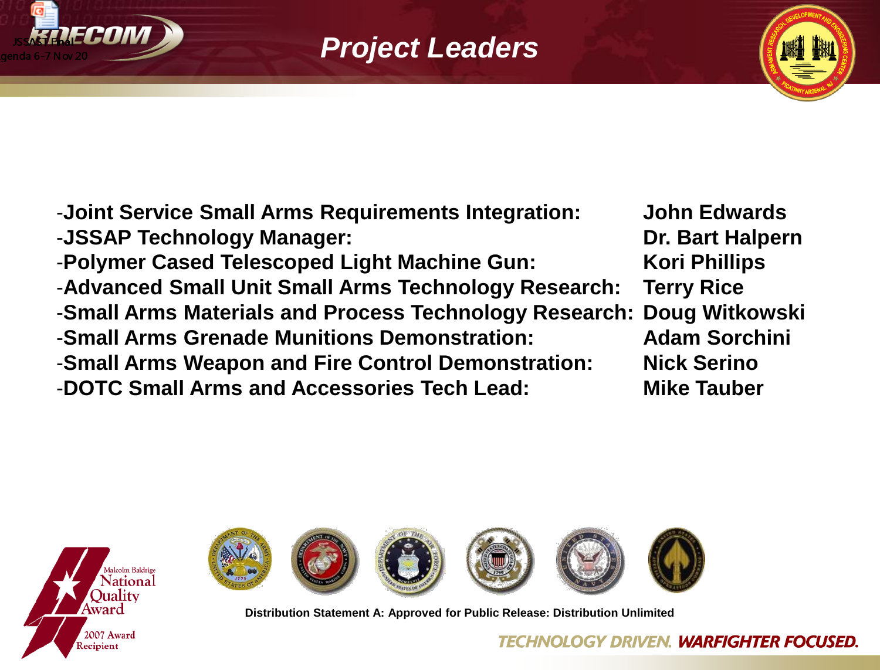# Project Leaders

- -Joint Service Small Arms Requirements Integration: **John Edwards**
- -JSSAP Technology Manager: **Dr. Bart Halpern**
- -Polymer Cased Telescoped Light Machine Gun: **Kori Phillips**
- -Advanced Small Unit Small Arms Technology Research: **Terry Rice**
- -Small Arms Materials and Process Technology Research: **Doug Witkowski**
- -Small Arms Grenade Munitions Demonstration: **Adam Sorchini**
- -Small Arms Weapon and Fire Control Demonstration: **Nick Serino**
- -DOTC Small Arms and Accessories Tech Lead: **Mike Tauber**

**Distribution Statement A: Approved for Public Release: Distribution Unlimited**